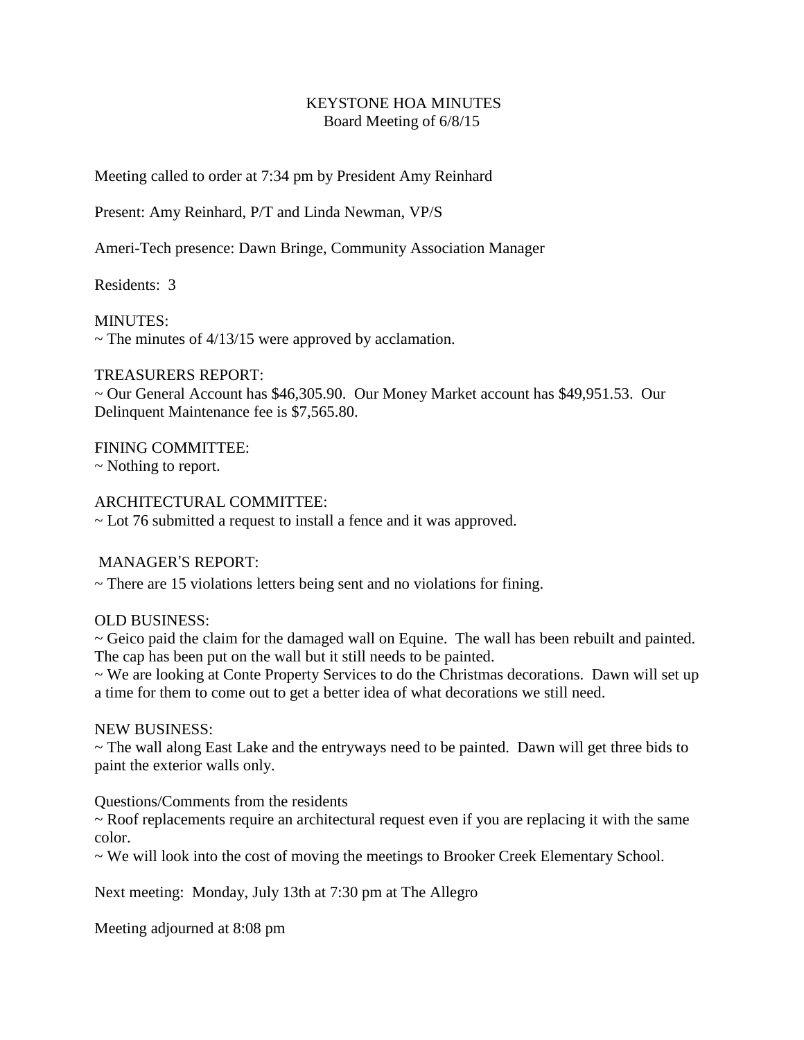# KEYSTONE HOA MINUTES
## Board Meeting of 6/8/15

Meeting called to order at 7:34 pm by President Amy Reinhard

Present: Amy Reinhard, P/T and Linda Newman, VP/S

Ameri-Tech presence: Dawn Bringe, Community Association Manager

Residents: 3

MINUTES:
~ The minutes of 4/13/15 were approved by acclamation.

TREASURERS REPORT:
~ Our General Account has $46,305.90. Our Money Market account has $49,951.53. Our Delinquent Maintenance fee is $7,565.80.

FINING COMMITTEE:
~ Nothing to report.

ARCHITECTURAL COMMITTEE:
~ Lot 76 submitted a request to install a fence and it was approved.

MANAGER'S REPORT:
~ There are 15 violations letters being sent and no violations for fining.

OLD BUSINESS:
~ Geico paid the claim for the damaged wall on Equine. The wall has been rebuilt and painted. The cap has been put on the wall but it still needs to be painted.
~ We are looking at Conte Property Services to do the Christmas decorations. Dawn will set up a time for them to come out to get a better idea of what decorations we still need.

NEW BUSINESS:
~ The wall along East Lake and the entryways need to be painted. Dawn will get three bids to paint the exterior walls only.

Questions/Comments from the residents
~ Roof replacements require an architectural request even if you are replacing it with the same color.
~ We will look into the cost of moving the meetings to Brooker Creek Elementary School.

Next meeting: Monday, July 13th at 7:30 pm at The Allegro

Meeting adjourned at 8:08 pm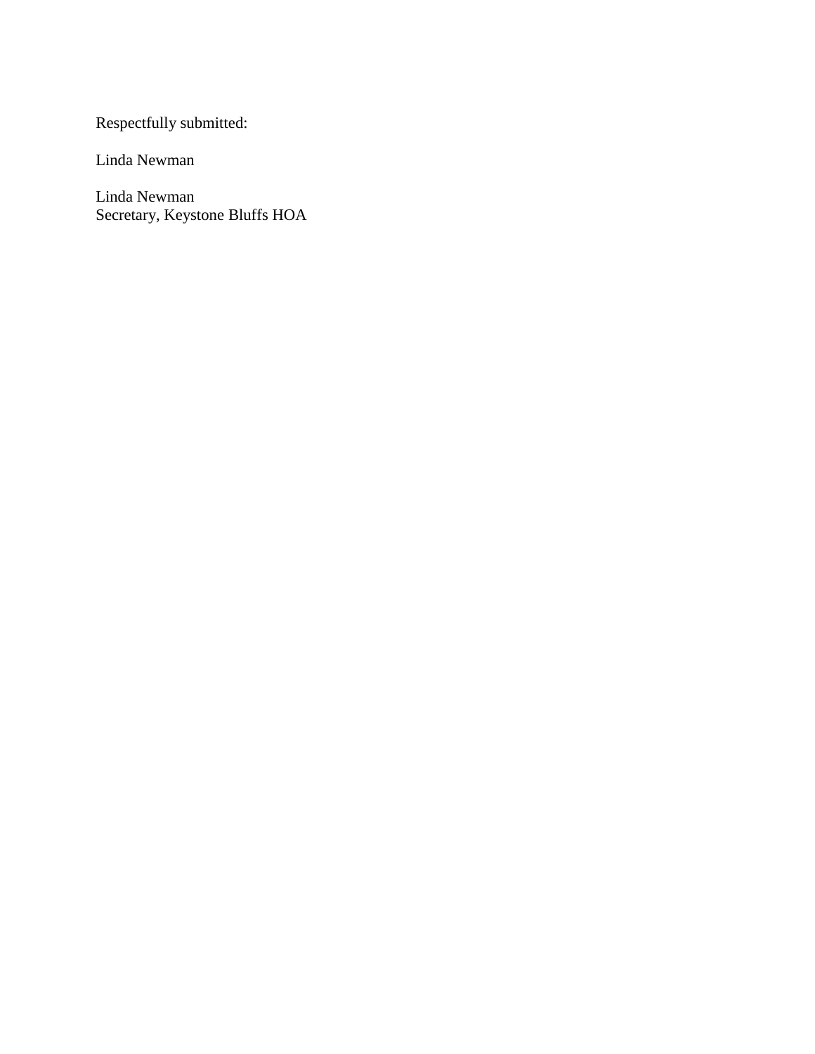Respectfully submitted:

Linda Newman

Linda Newman
Secretary, Keystone Bluffs HOA